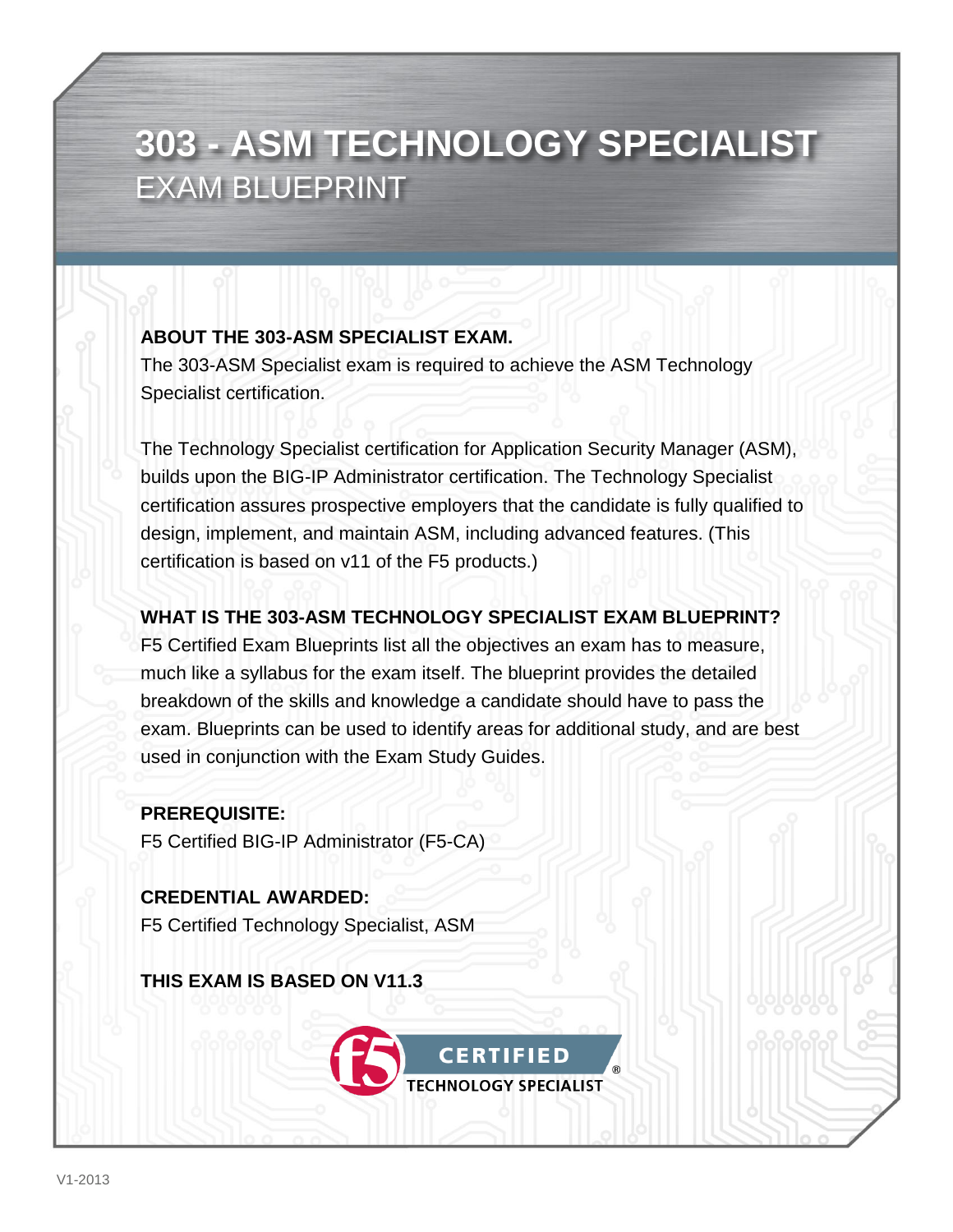# 303 - ASM TECHNOLOGY SPECIALIST

## EXAM BLUEPRINT

**ABOUT THE 303-ASM SPECIALIST EXAM.**

The 303-ASM Specialist exam is required to achieve the ASM Technology Specialist certification.

The Technology Specialist certification for Application Security Manager (ASM), builds upon the BIG-IP Administrator certification. The Technology Specialist certification assures prospective employers that the candidate is fully qualified to design, implement, and maintain ASM, including advanced features. (This certification is based on v11 of the F5 products.)

**WHAT IS THE 303-ASM TECHNOLOGY SPECIALIST EXAM BLUEPRINT?**

F5 Certified Exam Blueprints list all the objectives an exam has to measure, much like a syllabus for the exam itself. The blueprint provides the detailed breakdown of the skills and knowledge a candidate should have to pass the exam. Blueprints can be used to identify areas for additional study, and are best used in conjunction with the Exam Study Guides.

**PREREQUISITE:**

F5 Certified BIG-IP Administrator (F5-CA)

**CREDENTIAL AWARDED:**

F5 Certified Technology Specialist, ASM

**THIS EXAM IS BASED ON V11.3**

CERTIFIED
TECHNOLOGY SPECIALIST

V1-2013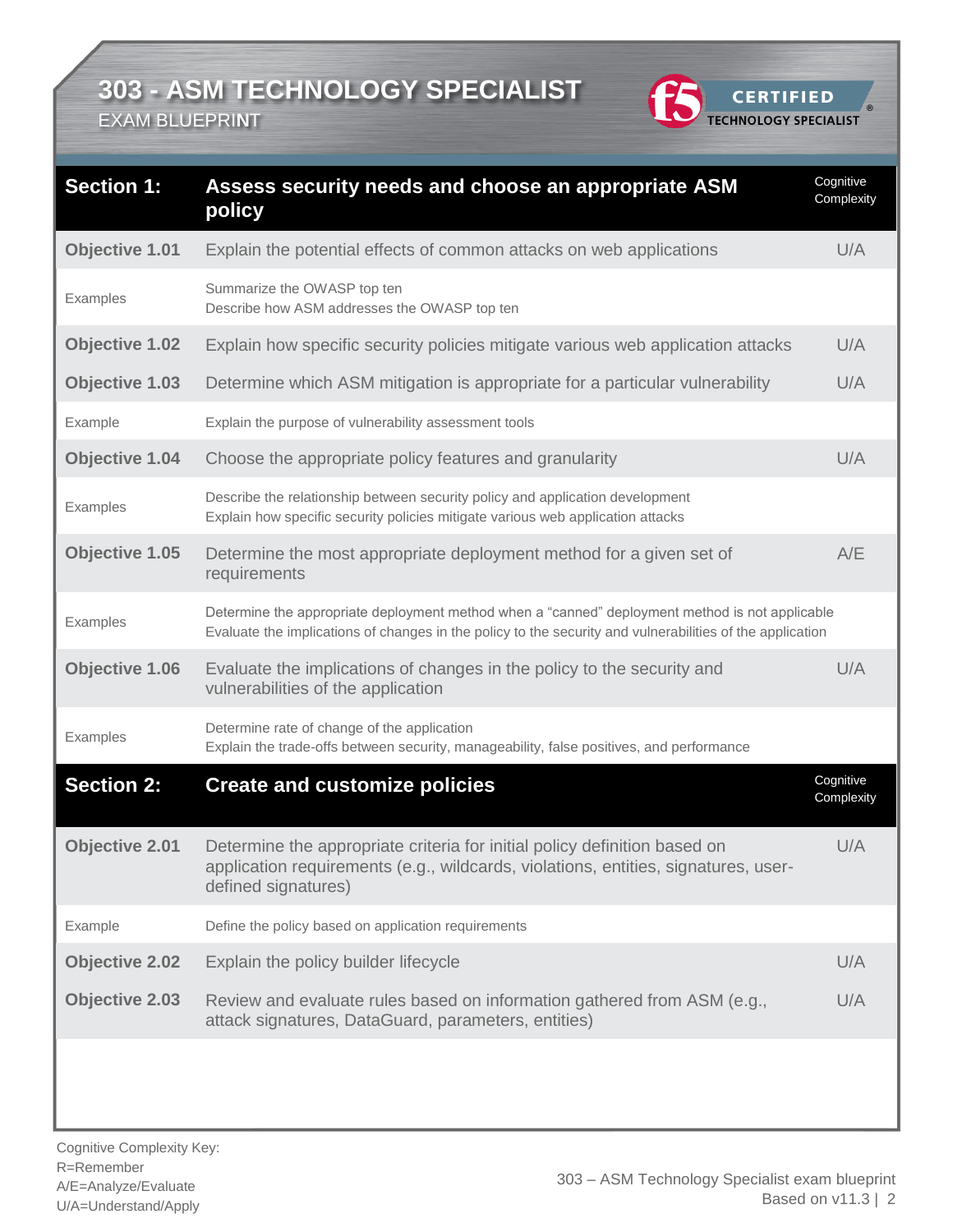# 303 - ASM TECHNOLOGY SPECIALIST

EXAM BLUEPRINT

| Section 1: | Assess security needs and choose an appropriate ASM policy | Cognitive Complexity |
|---|---|---|
| **Objective 1.01** | Explain the potential effects of common attacks on web applications | U/A |
| Examples | Summarize the OWASP top ten<br>Describe how ASM addresses the OWASP top ten | |
| **Objective 1.02** | Explain how specific security policies mitigate various web application attacks | U/A |
| **Objective 1.03** | Determine which ASM mitigation is appropriate for a particular vulnerability | U/A |
| Example | Explain the purpose of vulnerability assessment tools | |
| **Objective 1.04** | Choose the appropriate policy features and granularity | U/A |
| Examples | Describe the relationship between security policy and application development<br>Explain how specific security policies mitigate various web application attacks | |
| **Objective 1.05** | Determine the most appropriate deployment method for a given set of requirements | A/E |
| Examples | Determine the appropriate deployment method when a “canned” deployment method is not applicable<br>Evaluate the implications of changes in the policy to the security and vulnerabilities of the application | |
| **Objective 1.06** | Evaluate the implications of changes in the policy to the security and vulnerabilities of the application | U/A |
| Examples | Determine rate of change of the application<br>Explain the trade-offs between security, manageability, false positives, and performance | |

| Section 2: | Create and customize policies | Cognitive Complexity |
|---|---|---|
| **Objective 2.01** | Determine the appropriate criteria for initial policy definition based on application requirements (e.g., wildcards, violations, entities, signatures, user-defined signatures) | U/A |
| Example | Define the policy based on application requirements | |
| **Objective 2.02** | Explain the policy builder lifecycle | U/A |
| **Objective 2.03** | Review and evaluate rules based on information gathered from ASM (e.g., attack signatures, DataGuard, parameters, entities) | U/A |

Cognitive Complexity Key:
R=Remember
A/E=Analyze/Evaluate
U/A=Understand/Apply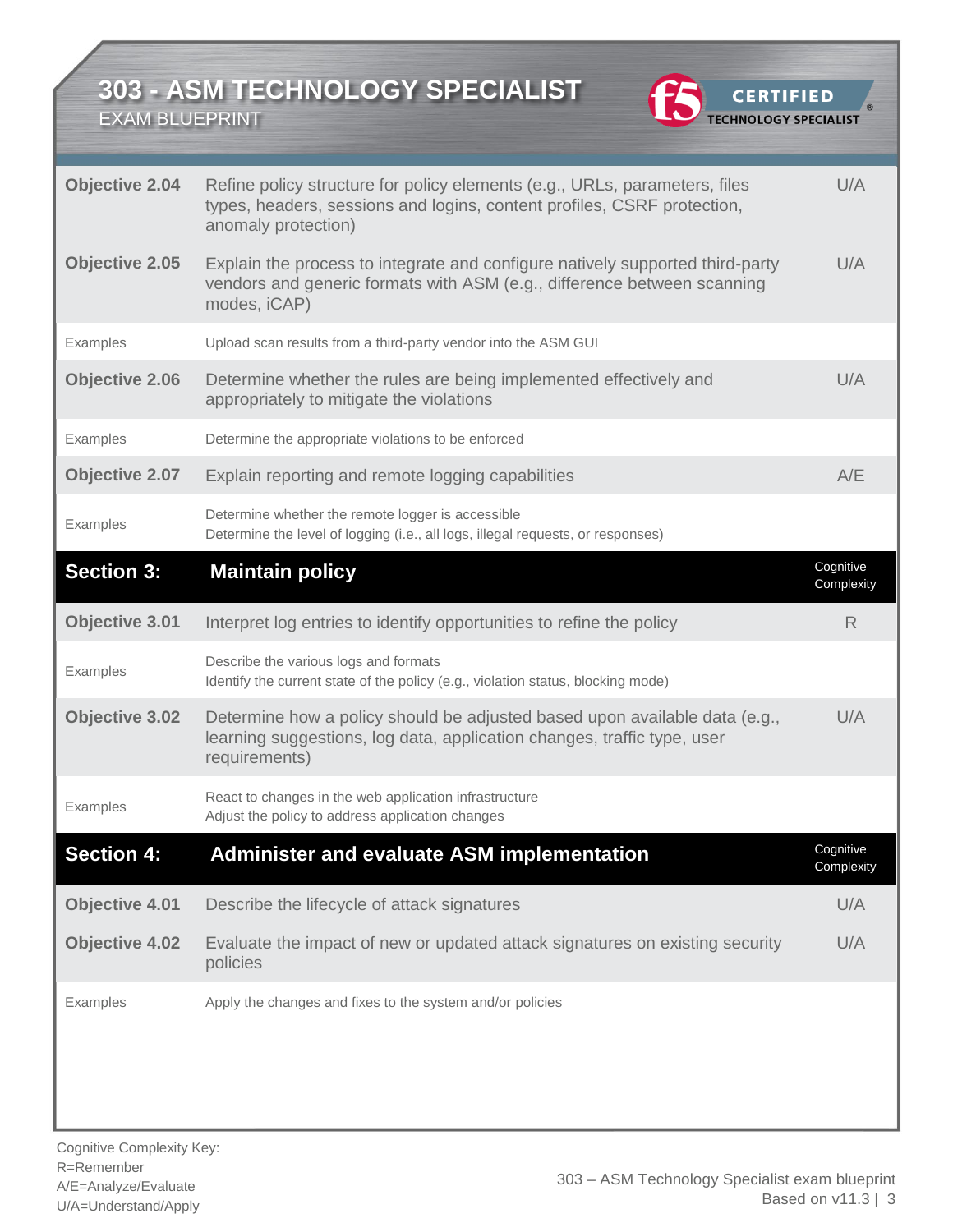# 303 - ASM TECHNOLOGY SPECIALIST

EXAM BLUEPRINT

| | | |
|---|---|---|
| **Objective 2.04** | Refine policy structure for policy elements (e.g., URLs, parameters, files types, headers, sessions and logins, content profiles, CSRF protection, anomaly protection) | U/A |
| **Objective 2.05** | Explain the process to integrate and configure natively supported third-party vendors and generic formats with ASM (e.g., difference between scanning modes, iCAP) | U/A |
| Examples | Upload scan results from a third-party vendor into the ASM GUI | |
| **Objective 2.06** | Determine whether the rules are being implemented effectively and appropriately to mitigate the violations | U/A |
| Examples | Determine the appropriate violations to be enforced | |
| **Objective 2.07** | Explain reporting and remote logging capabilities | A/E |
| Examples | Determine whether the remote logger is accessible<br>Determine the level of logging (i.e., all logs, illegal requests, or responses) | |
| **Section 3:** | **Maintain policy** | Cognitive Complexity |
| **Objective 3.01** | Interpret log entries to identify opportunities to refine the policy | R |
| Examples | Describe the various logs and formats<br>Identify the current state of the policy (e.g., violation status, blocking mode) | |
| **Objective 3.02** | Determine how a policy should be adjusted based upon available data (e.g., learning suggestions, log data, application changes, traffic type, user requirements) | U/A |
| Examples | React to changes in the web application infrastructure<br>Adjust the policy to address application changes | |
| **Section 4:** | **Administer and evaluate ASM implementation** | Cognitive Complexity |
| **Objective 4.01** | Describe the lifecycle of attack signatures | U/A |
| **Objective 4.02** | Evaluate the impact of new or updated attack signatures on existing security policies | U/A |
| Examples | Apply the changes and fixes to the system and/or policies | |

Cognitive Complexity Key:
R=Remember
A/E=Analyze/Evaluate
U/A=Understand/Apply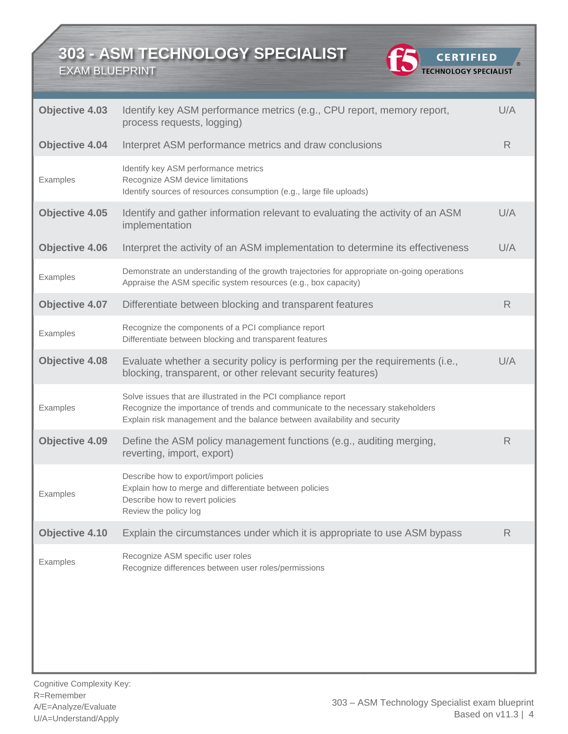# 303 - ASM TECHNOLOGY SPECIALIST

EXAM BLUEPRINT

| | | |
|---|---|---|
| **Objective 4.03** | Identify key ASM performance metrics (e.g., CPU report, memory report, process requests, logging) | U/A |
| **Objective 4.04** | Interpret ASM performance metrics and draw conclusions | R |
| Examples | Identify key ASM performance metrics<br>Recognize ASM device limitations<br>Identify sources of resources consumption (e.g., large file uploads) | |
| **Objective 4.05** | Identify and gather information relevant to evaluating the activity of an ASM implementation | U/A |
| **Objective 4.06** | Interpret the activity of an ASM implementation to determine its effectiveness | U/A |
| Examples | Demonstrate an understanding of the growth trajectories for appropriate on-going operations<br>Appraise the ASM specific system resources (e.g., box capacity) | |
| **Objective 4.07** | Differentiate between blocking and transparent features | R |
| Examples | Recognize the components of a PCI compliance report<br>Differentiate between blocking and transparent features | |
| **Objective 4.08** | Evaluate whether a security policy is performing per the requirements (i.e., blocking, transparent, or other relevant security features) | U/A |
| Examples | Solve issues that are illustrated in the PCI compliance report<br>Recognize the importance of trends and communicate to the necessary stakeholders<br>Explain risk management and the balance between availability and security | |
| **Objective 4.09** | Define the ASM policy management functions (e.g., auditing merging, reverting, import, export) | R |
| Examples | Describe how to export/import policies<br>Explain how to merge and differentiate between policies<br>Describe how to revert policies<br>Review the policy log | |
| **Objective 4.10** | Explain the circumstances under which it is appropriate to use ASM bypass | R |
| Examples | Recognize ASM specific user roles<br>Recognize differences between user roles/permissions | |

Cognitive Complexity Key:
R=Remember
A/E=Analyze/Evaluate
U/A=Understand/Apply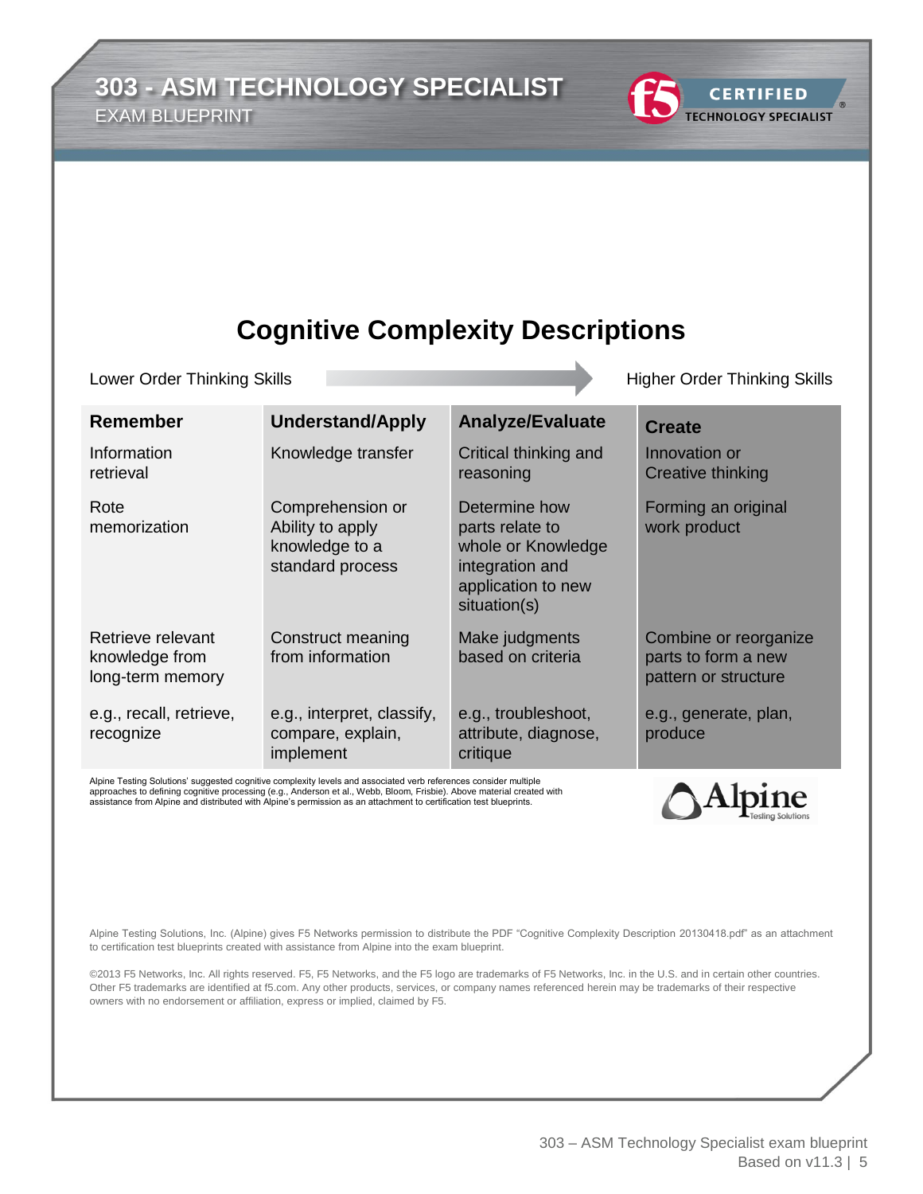# 303 - ASM TECHNOLOGY SPECIALIST

EXAM BLUEPRINT

## Cognitive Complexity Descriptions

Lower Order Thinking Skills → Higher Order Thinking Skills

| Remember | Understand/Apply | Analyze/Evaluate | Create |
|---|---|---|---|
| Information retrieval | Knowledge transfer | Critical thinking and reasoning | Innovation or Creative thinking |
| Rote memorization | Comprehension or Ability to apply knowledge to a standard process | Determine how parts relate to whole or Knowledge integration and application to new situation(s) | Forming an original work product |
| Retrieve relevant knowledge from long-term memory | Construct meaning from information | Make judgments based on criteria | Combine or reorganize parts to form a new pattern or structure |
| e.g., recall, retrieve, recognize | e.g., interpret, classify, compare, explain, implement | e.g., troubleshoot, attribute, diagnose, critique | e.g., generate, plan, produce |

Alpine Testing Solutions' suggested cognitive complexity levels and associated verb references consider multiple approaches to defining cognitive processing (e.g., Anderson et al., Webb, Bloom, Frisbie). Above material created with assistance from Alpine and distributed with Alpine's permission as an attachment to certification test blueprints.

Alpine Testing Solutions, Inc. (Alpine) gives F5 Networks permission to distribute the PDF "Cognitive Complexity Description 20130418.pdf" as an attachment to certification test blueprints created with assistance from Alpine into the exam blueprint.

©2013 F5 Networks, Inc. All rights reserved. F5, F5 Networks, and the F5 logo are trademarks of F5 Networks, Inc. in the U.S. and in certain other countries. Other F5 trademarks are identified at f5.com. Any other products, services, or company names referenced herein may be trademarks of their respective owners with no endorsement or affiliation, express or implied, claimed by F5.